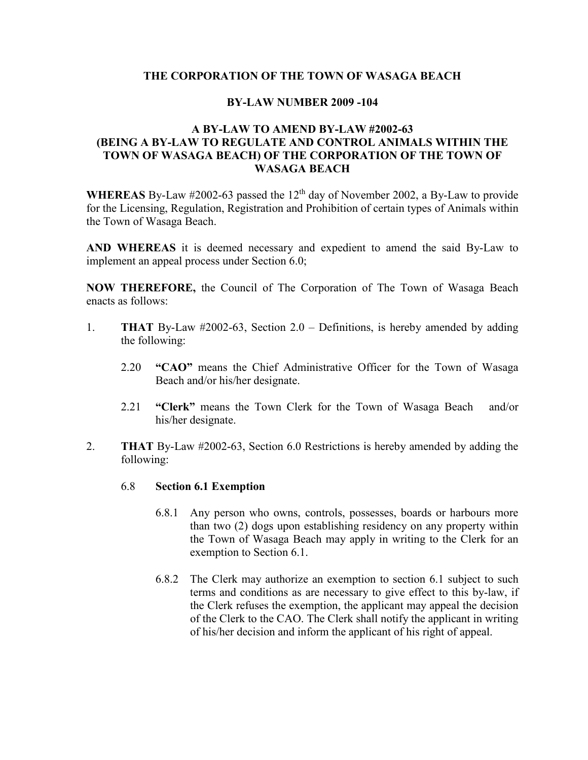# THE CORPORATION OF THE TOWN OF WASAGA BEACH

## BY-LAW NUMBER 2009 -104

## A BY-LAW TO AMEND BY-LAW #2002-63 (BEING A BY-LAW TO REGULATE AND CONTROL ANIMALS WITHIN THE TOWN OF WASAGA BEACH) OF THE CORPORATION OF THE TOWN OF WASAGA BEACH

**WHEREAS** By-Law #2002-63 passed the 12th day of November 2002, a By-Law to provide for the Licensing, Regulation, Registration and Prohibition of certain types of Animals within the Town of Wasaga Beach.

**AND WHEREAS** it is deemed necessary and expedient to amend the said By-Law to implement an appeal process under Section 6.0;

**NOW THEREFORE,** the Council of The Corporation of The Town of Wasaga Beach enacts as follows:

1. **THAT** By-Law #2002-63, Section 2.0 – Definitions, is hereby amended by adding the following:

   2.20 **"CAO"** means the Chief Administrative Officer for the Town of Wasaga Beach and/or his/her designate.

   2.21 **"Clerk"** means the Town Clerk for the Town of Wasaga Beach and/or his/her designate.

2. **THAT** By-Law #2002-63, Section 6.0 Restrictions is hereby amended by adding the following:

   6.8 **Section 6.1 Exemption**

   6.8.1 Any person who owns, controls, possesses, boards or harbours more than two (2) dogs upon establishing residency on any property within the Town of Wasaga Beach may apply in writing to the Clerk for an exemption to Section 6.1.

   6.8.2 The Clerk may authorize an exemption to section 6.1 subject to such terms and conditions as are necessary to give effect to this by-law, if the Clerk refuses the exemption, the applicant may appeal the decision of the Clerk to the CAO. The Clerk shall notify the applicant in writing of his/her decision and inform the applicant of his right of appeal.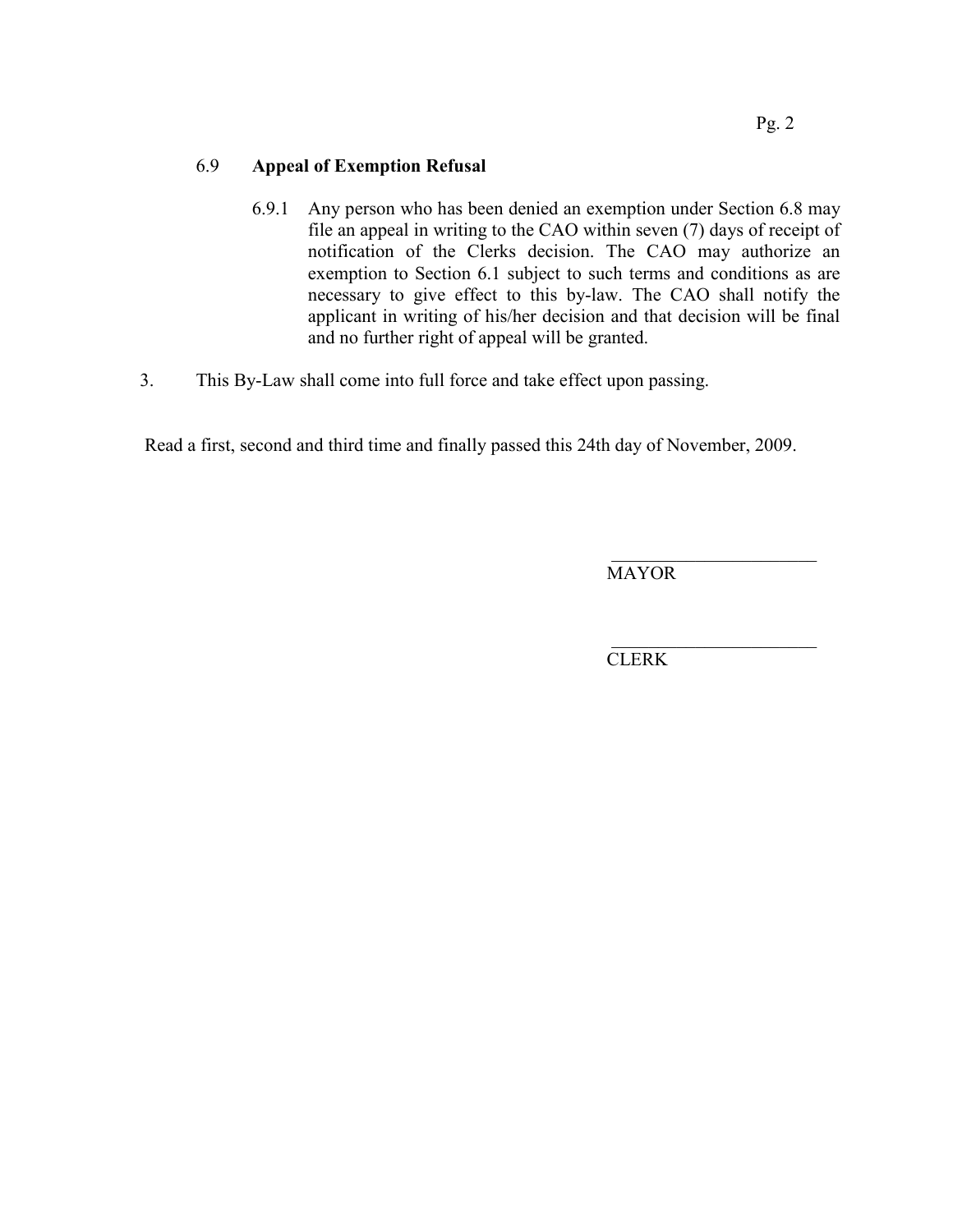6.9 **Appeal of Exemption Refusal**

6.9.1 Any person who has been denied an exemption under Section 6.8 may file an appeal in writing to the CAO within seven (7) days of receipt of notification of the Clerks decision. The CAO may authorize an exemption to Section 6.1 subject to such terms and conditions as are necessary to give effect to this by-law. The CAO shall notify the applicant in writing of his/her decision and that decision will be final and no further right of appeal will be granted.

3. This By-Law shall come into full force and take effect upon passing.

Read a first, second and third time and finally passed this 24th day of November, 2009.

\_\_\_\_\_\_\_\_\_\_\_\_\_\_\_\_\_\_\_\_\_\_\_\_
MAYOR

\_\_\_\_\_\_\_\_\_\_\_\_\_\_\_\_\_\_\_\_\_\_\_\_
CLERK